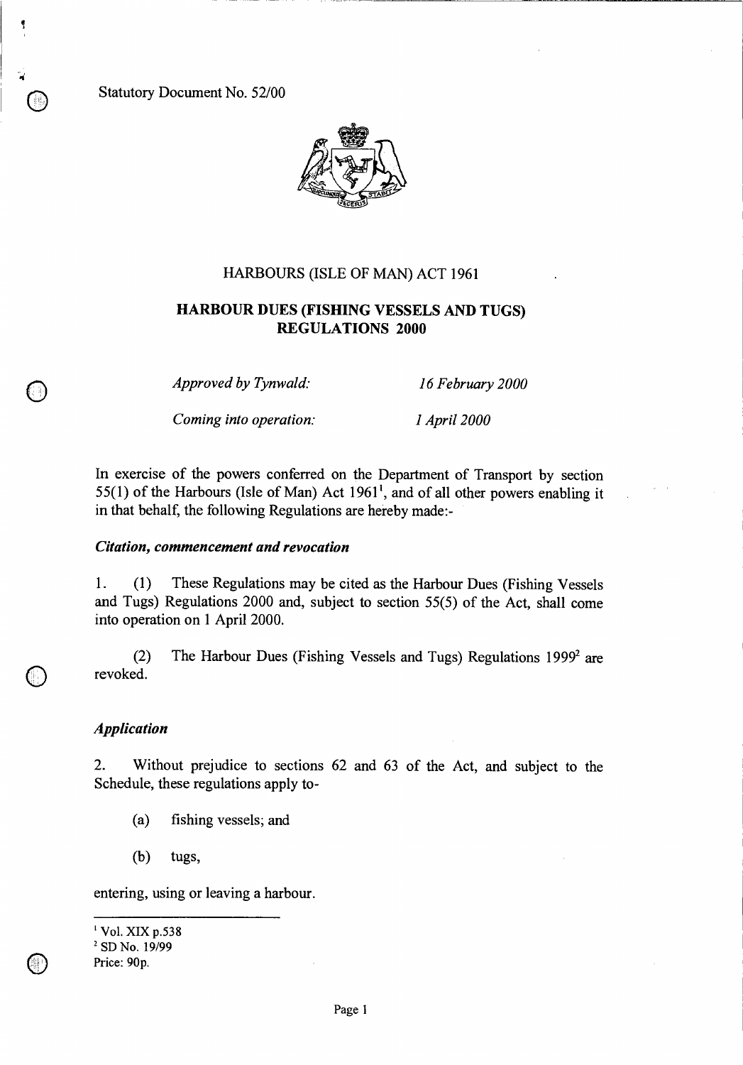Statutory Document No. 52/00

HARBOURS (ISLE OF MAN) ACT 1961

# HARBOUR DUES (FISHING VESSELS AND TUGS) REGULATIONS 2000

| | |
|---|---|
| *Approved by Tynwald:* | *16 February 2000* |
| *Coming into operation:* | *1 April 2000* |

In exercise of the powers conferred on the Department of Transport by section 55(1) of the Harbours (Isle of Man) Act 1961[1], and of all other powers enabling it in that behalf, the following Regulations are hereby made:-

### *Citation, commencement and revocation*

1. (1) These Regulations may be cited as the Harbour Dues (Fishing Vessels and Tugs) Regulations 2000 and, subject to section 55(5) of the Act, shall come into operation on 1 April 2000.

(2) The Harbour Dues (Fishing Vessels and Tugs) Regulations 1999[2] are revoked.

### *Application*

2. Without prejudice to sections 62 and 63 of the Act, and subject to the Schedule, these regulations apply to-

(a) fishing vessels; and

(b) tugs,

entering, using or leaving a harbour.

---

[1] Vol. XIX p.538
[2] SD No. 19/99
Price: 90p.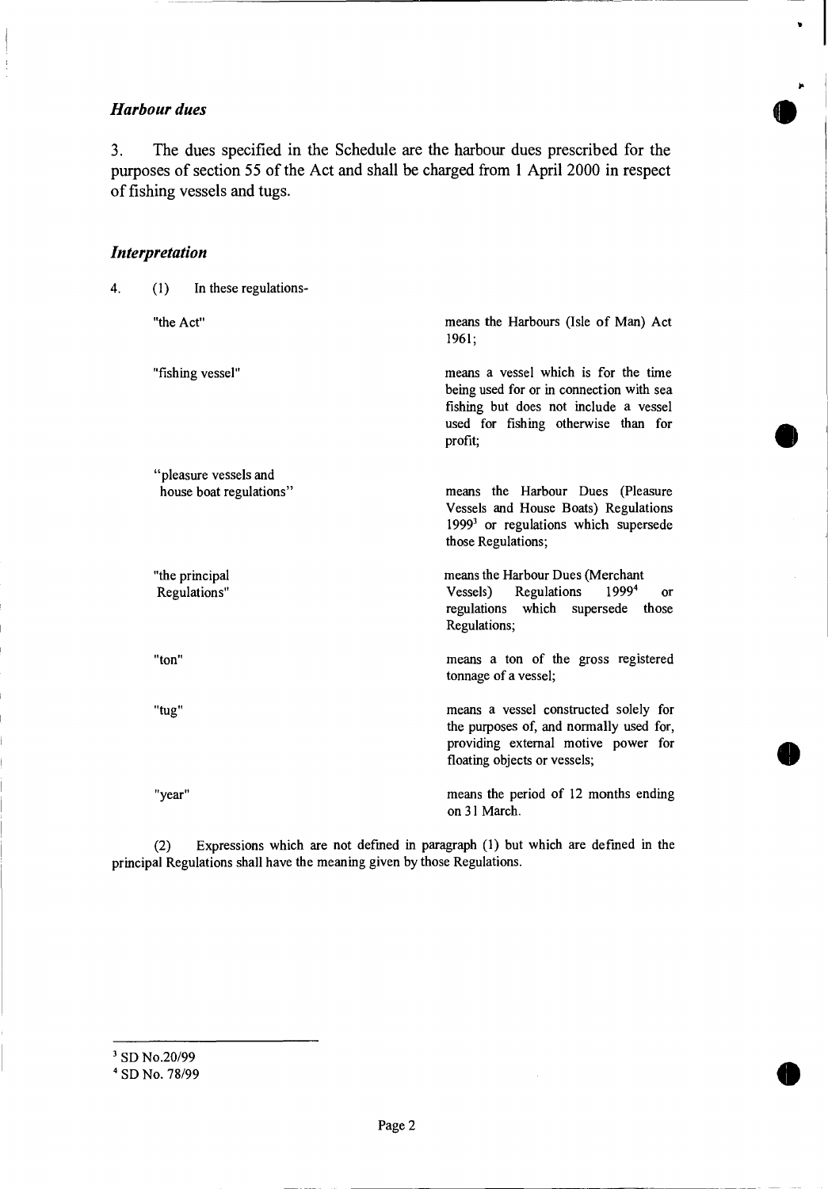### *Harbour dues*

3. The dues specified in the Schedule are the harbour dues prescribed for the purposes of section 55 of the Act and shall be charged from 1 April 2000 in respect of fishing vessels and tugs.

### *Interpretation*

4. (1) In these regulations-

| | |
|---|---|
| "the Act" | means the Harbours (Isle of Man) Act 1961; |
| "fishing vessel" | means a vessel which is for the time being used for or in connection with sea fishing but does not include a vessel used for fishing otherwise than for profit; |
| "pleasure vessels and house boat regulations" | means the Harbour Dues (Pleasure Vessels and House Boats) Regulations 1999[3] or regulations which supersede those Regulations; |
| "the principal Regulations" | means the Harbour Dues (Merchant Vessels) Regulations 1999[4] or regulations which supersede those Regulations; |
| "ton" | means a ton of the gross registered tonnage of a vessel; |
| "tug" | means a vessel constructed solely for the purposes of, and normally used for, providing external motive power for floating objects or vessels; |
| "year" | means the period of 12 months ending on 31 March. |

(2) Expressions which are not defined in paragraph (1) but which are defined in the principal Regulations shall have the meaning given by those Regulations.

---

[3] SD No.20/99

[4] SD No. 78/99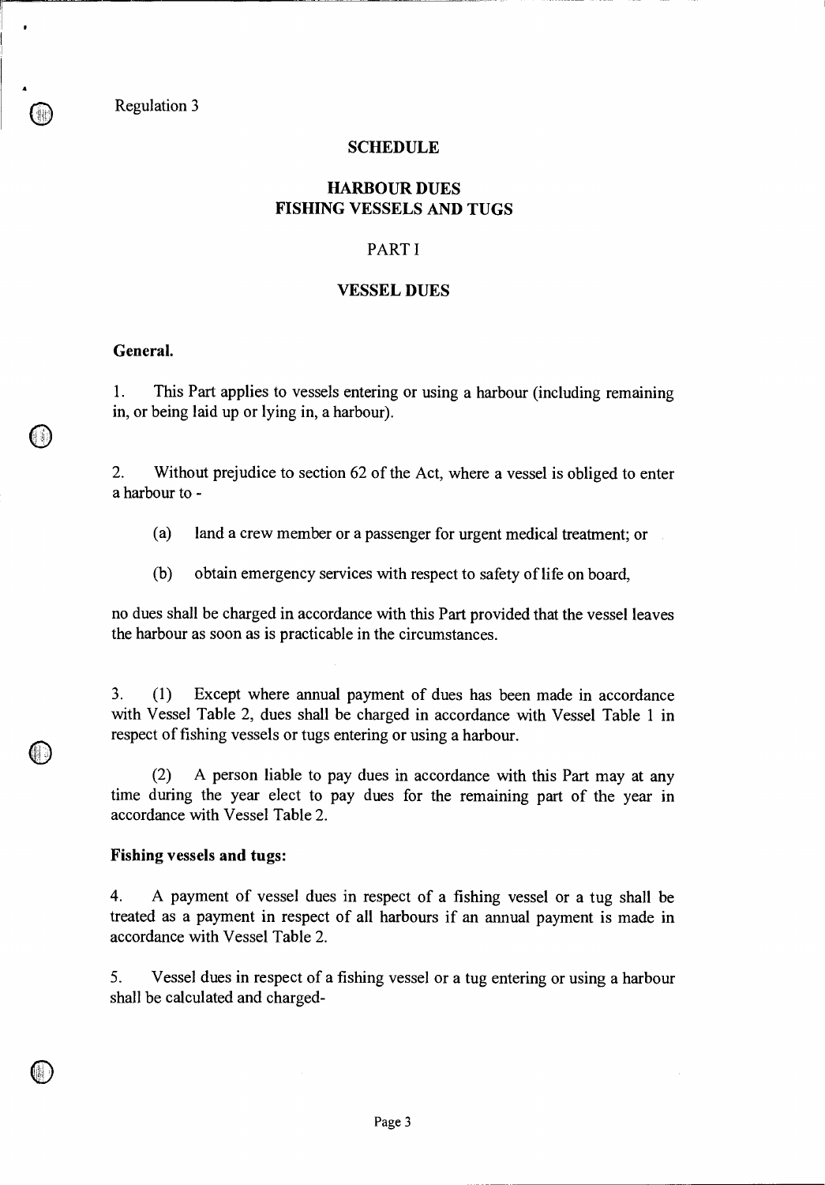Regulation 3

## SCHEDULE

## HARBOUR DUES
## FISHING VESSELS AND TUGS

### PART I

### VESSEL DUES

**General.**

1. This Part applies to vessels entering or using a harbour (including remaining in, or being laid up or lying in, a harbour).

2. Without prejudice to section 62 of the Act, where a vessel is obliged to enter a harbour to -

   (a) land a crew member or a passenger for urgent medical treatment; or

   (b) obtain emergency services with respect to safety of life on board,

no dues shall be charged in accordance with this Part provided that the vessel leaves the harbour as soon as is practicable in the circumstances.

3. (1) Except where annual payment of dues has been made in accordance with Vessel Table 2, dues shall be charged in accordance with Vessel Table 1 in respect of fishing vessels or tugs entering or using a harbour.

   (2) A person liable to pay dues in accordance with this Part may at any time during the year elect to pay dues for the remaining part of the year in accordance with Vessel Table 2.

**Fishing vessels and tugs:**

4. A payment of vessel dues in respect of a fishing vessel or a tug shall be treated as a payment in respect of all harbours if an annual payment is made in accordance with Vessel Table 2.

5. Vessel dues in respect of a fishing vessel or a tug entering or using a harbour shall be calculated and charged-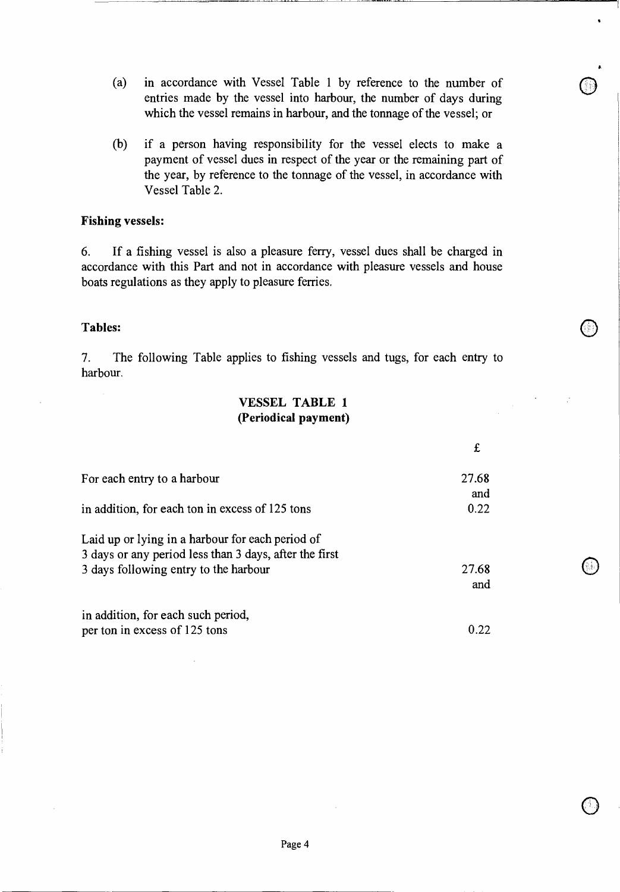(a) in accordance with Vessel Table 1 by reference to the number of entries made by the vessel into harbour, the number of days during which the vessel remains in harbour, and the tonnage of the vessel; or

(b) if a person having responsibility for the vessel elects to make a payment of vessel dues in respect of the year or the remaining part of the year, by reference to the tonnage of the vessel, in accordance with Vessel Table 2.

**Fishing vessels:**

6. If a fishing vessel is also a pleasure ferry, vessel dues shall be charged in accordance with this Part and not in accordance with pleasure vessels and house boats regulations as they apply to pleasure ferries.

**Tables:**

7. The following Table applies to fishing vessels and tugs, for each entry to harbour.

**VESSEL TABLE 1**
**(Periodical payment)**

| | £ |
|---|---|
| For each entry to a harbour | 27.68 and |
| in addition, for each ton in excess of 125 tons | 0.22 |
| Laid up or lying in a harbour for each period of 3 days or any period less than 3 days, after the first 3 days following entry to the harbour | 27.68 and |
| in addition, for each such period, per ton in excess of 125 tons | 0.22 |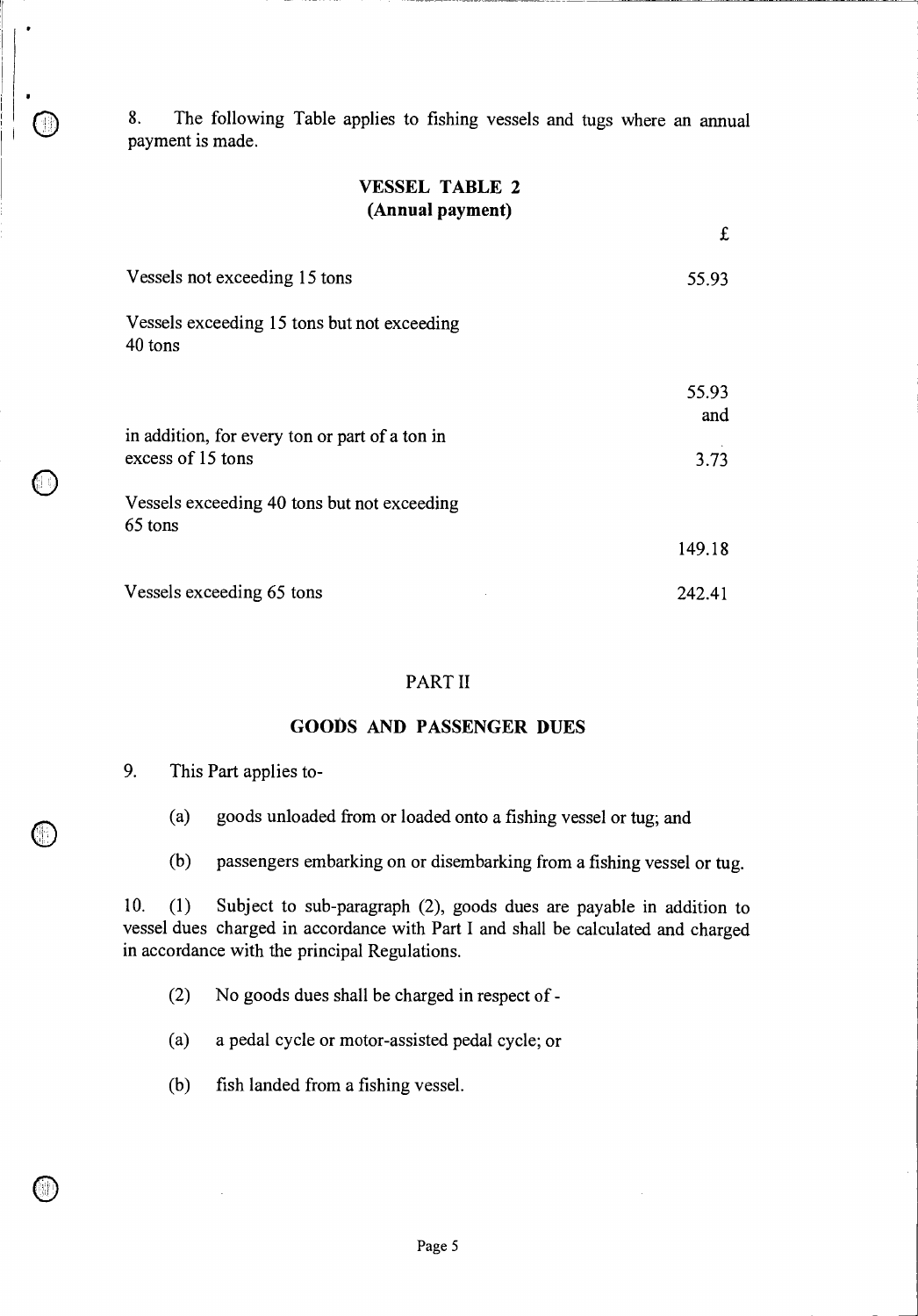8. The following Table applies to fishing vessels and tugs where an annual payment is made.

## VESSEL TABLE 2
### (Annual payment)

| | £ |
|---|---|
| Vessels not exceeding 15 tons | 55.93 |
| Vessels exceeding 15 tons but not exceeding 40 tons | 55.93 and |
| in addition, for every ton or part of a ton in excess of 15 tons | 3.73 |
| Vessels exceeding 40 tons but not exceeding 65 tons | 149.18 |
| Vessels exceeding 65 tons | 242.41 |

## PART II

## GOODS AND PASSENGER DUES

9. This Part applies to-

(a) goods unloaded from or loaded onto a fishing vessel or tug; and

(b) passengers embarking on or disembarking from a fishing vessel or tug.

10. (1) Subject to sub-paragraph (2), goods dues are payable in addition to vessel dues charged in accordance with Part I and shall be calculated and charged in accordance with the principal Regulations.

(2) No goods dues shall be charged in respect of -

(a) a pedal cycle or motor-assisted pedal cycle; or

(b) fish landed from a fishing vessel.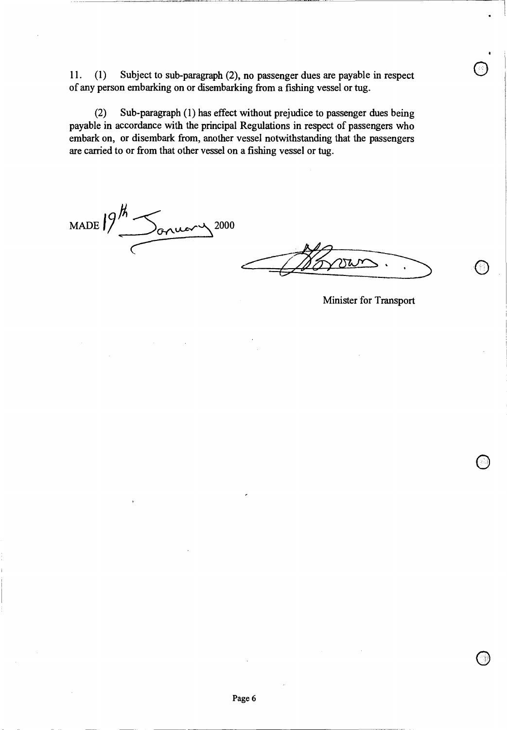11. (1) Subject to sub-paragraph (2), no passenger dues are payable in respect of any person embarking on or disembarking from a fishing vessel or tug.

(2) Sub-paragraph (1) has effect without prejudice to passenger dues being payable in accordance with the principal Regulations in respect of passengers who embark on, or disembark from, another vessel notwithstanding that the passengers are carried to or from that other vessel on a fishing vessel or tug.

MADE 19th January 2000

Minister for Transport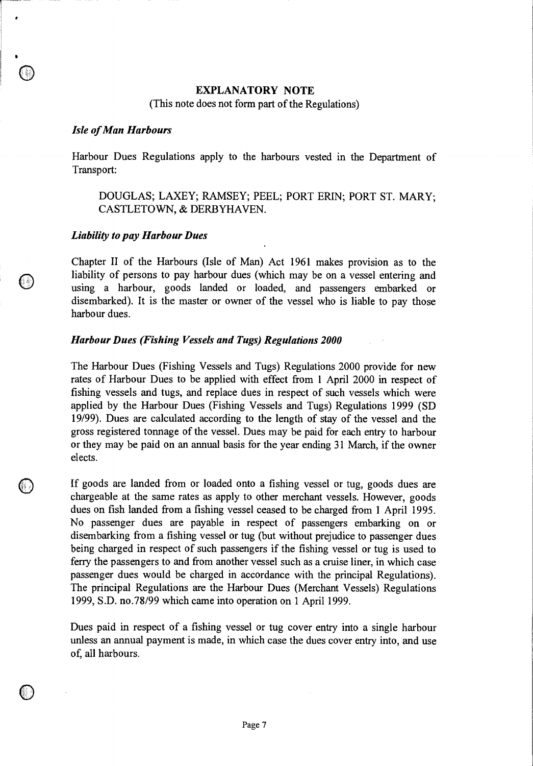## EXPLANATORY NOTE

(This note does not form part of the Regulations)

### *Isle of Man Harbours*

Harbour Dues Regulations apply to the harbours vested in the Department of Transport:

DOUGLAS; LAXEY; RAMSEY; PEEL; PORT ERIN; PORT ST. MARY; CASTLETOWN, & DERBYHAVEN.

### *Liability to pay Harbour Dues*

Chapter II of the Harbours (Isle of Man) Act 1961 makes provision as to the liability of persons to pay harbour dues (which may be on a vessel entering and using a harbour, goods landed or loaded, and passengers embarked or disembarked). It is the master or owner of the vessel who is liable to pay those harbour dues.

### *Harbour Dues (Fishing Vessels and Tugs) Regulations 2000*

The Harbour Dues (Fishing Vessels and Tugs) Regulations 2000 provide for new rates of Harbour Dues to be applied with effect from 1 April 2000 in respect of fishing vessels and tugs, and replace dues in respect of such vessels which were applied by the Harbour Dues (Fishing Vessels and Tugs) Regulations 1999 (SD 19/99). Dues are calculated according to the length of stay of the vessel and the gross registered tonnage of the vessel. Dues may be paid for each entry to harbour or they may be paid on an annual basis for the year ending 31 March, if the owner elects.

If goods are landed from or loaded onto a fishing vessel or tug, goods dues are chargeable at the same rates as apply to other merchant vessels. However, goods dues on fish landed from a fishing vessel ceased to be charged from 1 April 1995. No passenger dues are payable in respect of passengers embarking on or disembarking from a fishing vessel or tug (but without prejudice to passenger dues being charged in respect of such passengers if the fishing vessel or tug is used to ferry the passengers to and from another vessel such as a cruise liner, in which case passenger dues would be charged in accordance with the principal Regulations). The principal Regulations are the Harbour Dues (Merchant Vessels) Regulations 1999, S.D. no.78/99 which came into operation on 1 April 1999.

Dues paid in respect of a fishing vessel or tug cover entry into a single harbour unless an annual payment is made, in which case the dues cover entry into, and use of, all harbours.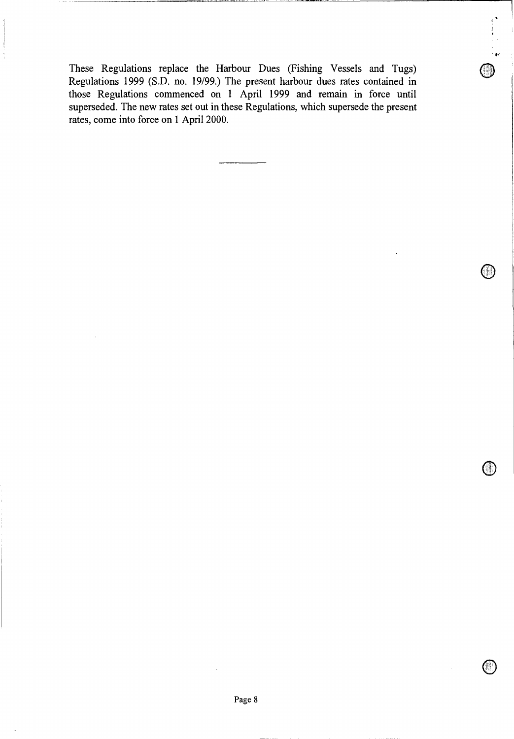These Regulations replace the Harbour Dues (Fishing Vessels and Tugs) Regulations 1999 (S.D. no. 19/99.) The present harbour dues rates contained in those Regulations commenced on 1 April 1999 and remain in force until superseded. The new rates set out in these Regulations, which supersede the present rates, come into force on 1 April 2000.

---